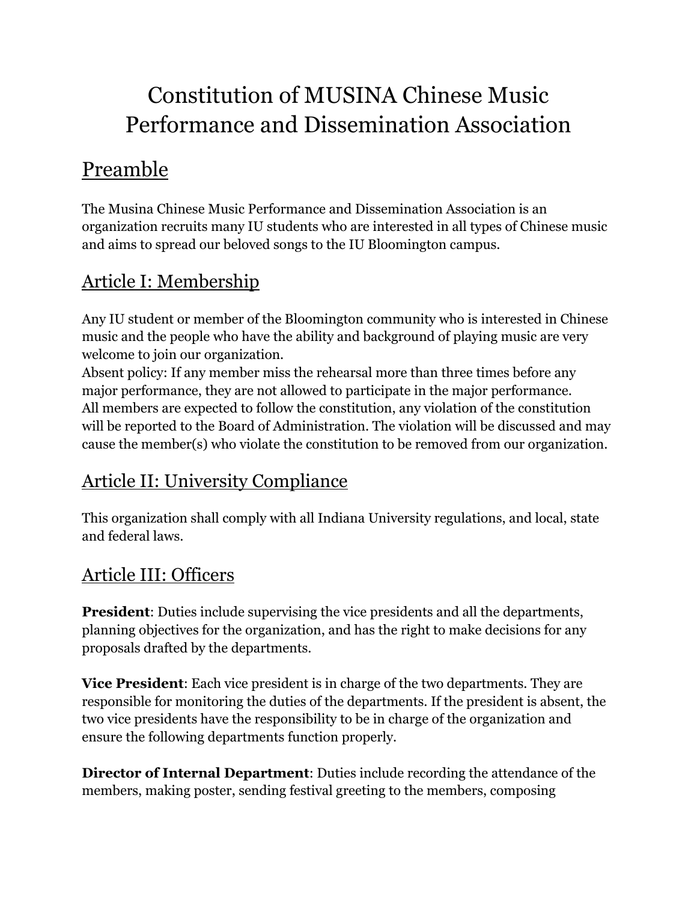# Constitution of MUSINA Chinese Music Performance and Dissemination Association

## Preamble

The Musina Chinese Music Performance and Dissemination Association is an organization recruits many IU students who are interested in all types of Chinese music and aims to spread our beloved songs to the IU Bloomington campus.

## Article I: Membership

Any IU student or member of the Bloomington community who is interested in Chinese music and the people who have the ability and background of playing music are very welcome to join our organization.
Absent policy: If any member miss the rehearsal more than three times before any major performance, they are not allowed to participate in the major performance.
All members are expected to follow the constitution, any violation of the constitution will be reported to the Board of Administration. The violation will be discussed and may cause the member(s) who violate the constitution to be removed from our organization.

## Article II: University Compliance

This organization shall comply with all Indiana University regulations, and local, state and federal laws.

## Article III: Officers

**President**: Duties include supervising the vice presidents and all the departments, planning objectives for the organization, and has the right to make decisions for any proposals drafted by the departments.

**Vice President**: Each vice president is in charge of the two departments. They are responsible for monitoring the duties of the departments. If the president is absent, the two vice presidents have the responsibility to be in charge of the organization and ensure the following departments function properly.

**Director of Internal Department**: Duties include recording the attendance of the members, making poster, sending festival greeting to the members, composing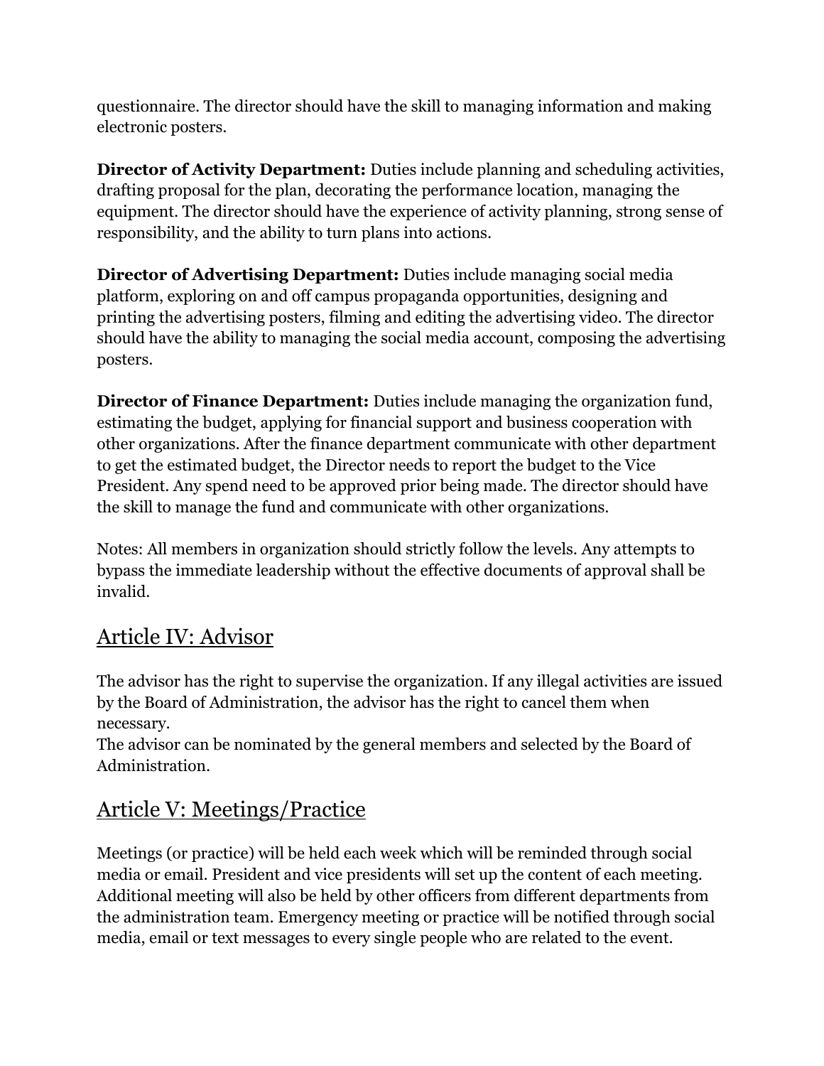questionnaire. The director should have the skill to managing information and making electronic posters.

**Director of Activity Department:** Duties include planning and scheduling activities, drafting proposal for the plan, decorating the performance location, managing the equipment. The director should have the experience of activity planning, strong sense of responsibility, and the ability to turn plans into actions.

**Director of Advertising Department:** Duties include managing social media platform, exploring on and off campus propaganda opportunities, designing and printing the advertising posters, filming and editing the advertising video. The director should have the ability to managing the social media account, composing the advertising posters.

**Director of Finance Department:** Duties include managing the organization fund, estimating the budget, applying for financial support and business cooperation with other organizations. After the finance department communicate with other department to get the estimated budget, the Director needs to report the budget to the Vice President. Any spend need to be approved prior being made. The director should have the skill to manage the fund and communicate with other organizations.

Notes: All members in organization should strictly follow the levels. Any attempts to bypass the immediate leadership without the effective documents of approval shall be invalid.

## Article IV: Advisor

The advisor has the right to supervise the organization. If any illegal activities are issued by the Board of Administration, the advisor has the right to cancel them when necessary.
The advisor can be nominated by the general members and selected by the Board of Administration.

## Article V: Meetings/Practice

Meetings (or practice) will be held each week which will be reminded through social media or email. President and vice presidents will set up the content of each meeting. Additional meeting will also be held by other officers from different departments from the administration team. Emergency meeting or practice will be notified through social media, email or text messages to every single people who are related to the event.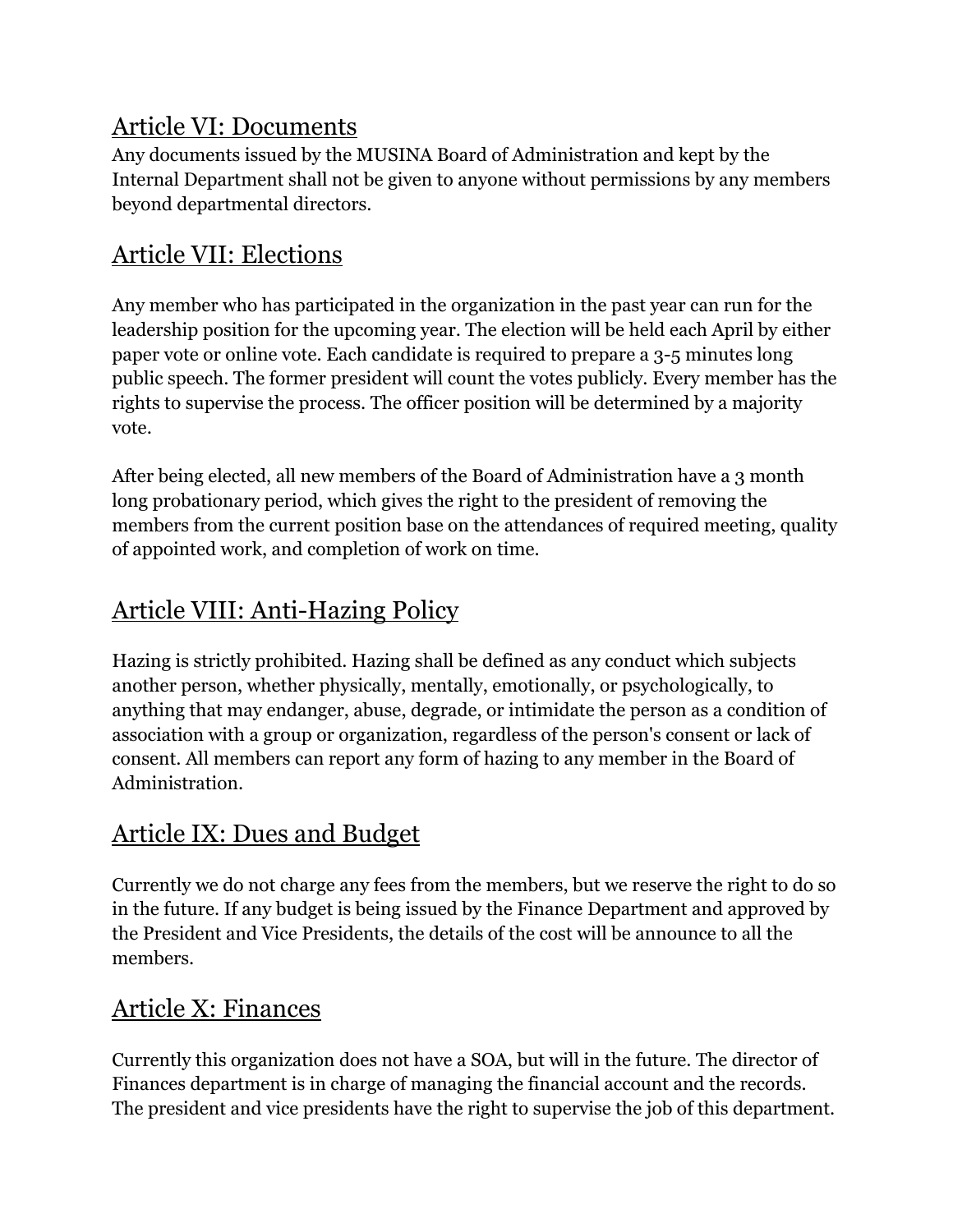## Article VI: Documents

Any documents issued by the MUSINA Board of Administration and kept by the Internal Department shall not be given to anyone without permissions by any members beyond departmental directors.

## Article VII: Elections

Any member who has participated in the organization in the past year can run for the leadership position for the upcoming year. The election will be held each April by either paper vote or online vote. Each candidate is required to prepare a 3-5 minutes long public speech. The former president will count the votes publicly. Every member has the rights to supervise the process. The officer position will be determined by a majority vote.

After being elected, all new members of the Board of Administration have a 3 month long probationary period, which gives the right to the president of removing the members from the current position base on the attendances of required meeting, quality of appointed work, and completion of work on time.

## Article VIII: Anti-Hazing Policy

Hazing is strictly prohibited. Hazing shall be defined as any conduct which subjects another person, whether physically, mentally, emotionally, or psychologically, to anything that may endanger, abuse, degrade, or intimidate the person as a condition of association with a group or organization, regardless of the person's consent or lack of consent. All members can report any form of hazing to any member in the Board of Administration.

## Article IX: Dues and Budget

Currently we do not charge any fees from the members, but we reserve the right to do so in the future. If any budget is being issued by the Finance Department and approved by the President and Vice Presidents, the details of the cost will be announce to all the members.

## Article X: Finances

Currently this organization does not have a SOA, but will in the future. The director of Finances department is in charge of managing the financial account and the records. The president and vice presidents have the right to supervise the job of this department.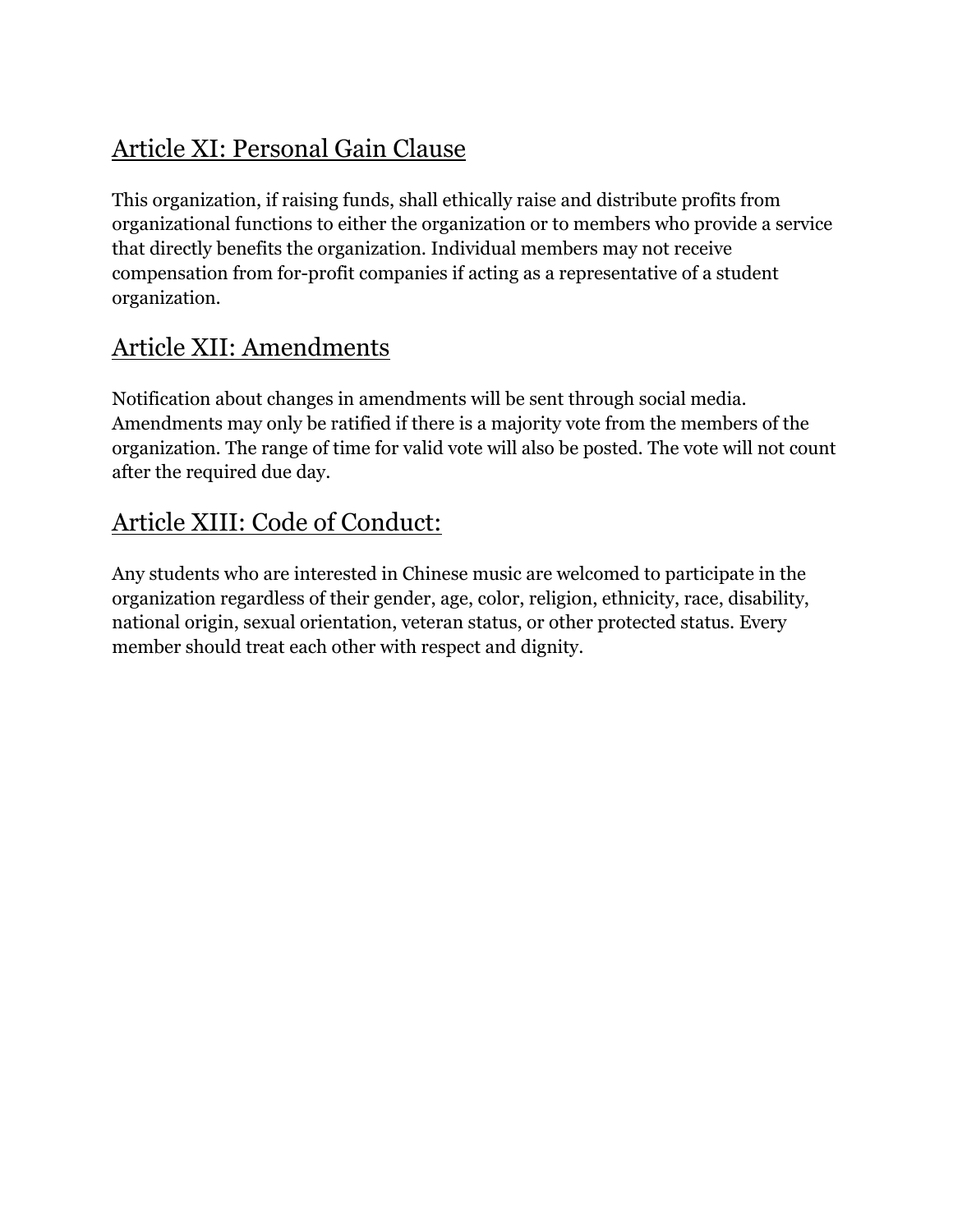## Article XI: Personal Gain Clause

This organization, if raising funds, shall ethically raise and distribute profits from organizational functions to either the organization or to members who provide a service that directly benefits the organization. Individual members may not receive compensation from for-profit companies if acting as a representative of a student organization.

## Article XII: Amendments

Notification about changes in amendments will be sent through social media. Amendments may only be ratified if there is a majority vote from the members of the organization. The range of time for valid vote will also be posted. The vote will not count after the required due day.

## Article XIII: Code of Conduct:

Any students who are interested in Chinese music are welcomed to participate in the organization regardless of their gender, age, color, religion, ethnicity, race, disability, national origin, sexual orientation, veteran status, or other protected status. Every member should treat each other with respect and dignity.